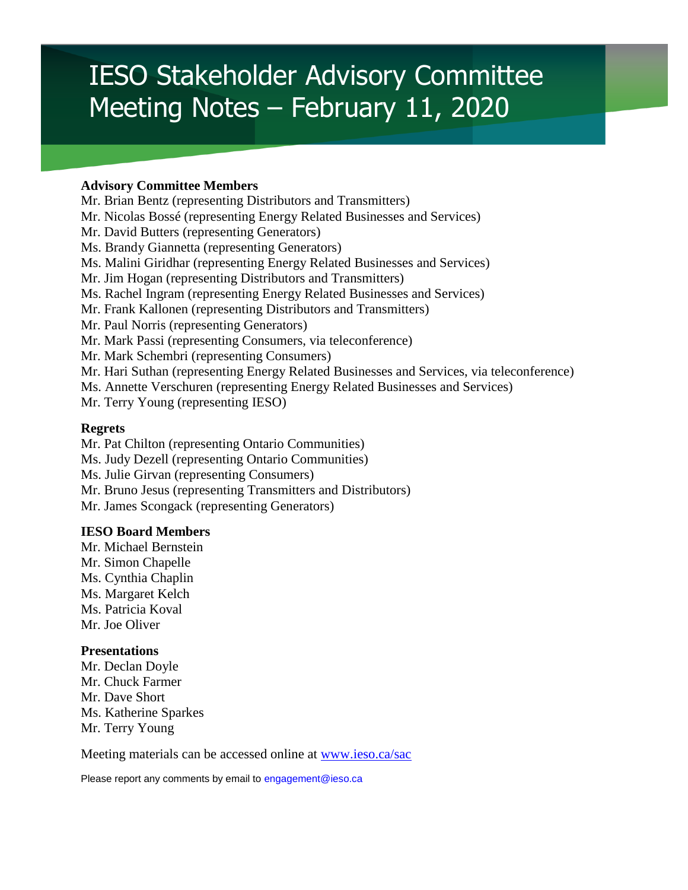# IESO Stakeholder Advisory Committee Meeting Notes – February 11, 2020

**Advisory Committee Members**

Mr. Brian Bentz (representing Distributors and Transmitters)
Mr. Nicolas Bossé (representing Energy Related Businesses and Services)
Mr. David Butters (representing Generators)
Ms. Brandy Giannetta (representing Generators)
Ms. Malini Giridhar (representing Energy Related Businesses and Services)
Mr. Jim Hogan (representing Distributors and Transmitters)
Ms. Rachel Ingram (representing Energy Related Businesses and Services)
Mr. Frank Kallonen (representing Distributors and Transmitters)
Mr. Paul Norris (representing Generators)
Mr. Mark Passi (representing Consumers, via teleconference)
Mr. Mark Schembri (representing Consumers)
Mr. Hari Suthan (representing Energy Related Businesses and Services, via teleconference)
Ms. Annette Verschuren (representing Energy Related Businesses and Services)
Mr. Terry Young (representing IESO)

**Regrets**

Mr. Pat Chilton (representing Ontario Communities)
Ms. Judy Dezell (representing Ontario Communities)
Ms. Julie Girvan (representing Consumers)
Mr. Bruno Jesus (representing Transmitters and Distributors)
Mr. James Scongack (representing Generators)

**IESO Board Members**

Mr. Michael Bernstein
Mr. Simon Chapelle
Ms. Cynthia Chaplin
Ms. Margaret Kelch
Ms. Patricia Koval
Mr. Joe Oliver

**Presentations**

Mr. Declan Doyle
Mr. Chuck Farmer
Mr. Dave Short
Ms. Katherine Sparkes
Mr. Terry Young

Meeting materials can be accessed online at [www.ieso.ca/sac](www.ieso.ca/sac)

Please report any comments by email to engagement@ieso.ca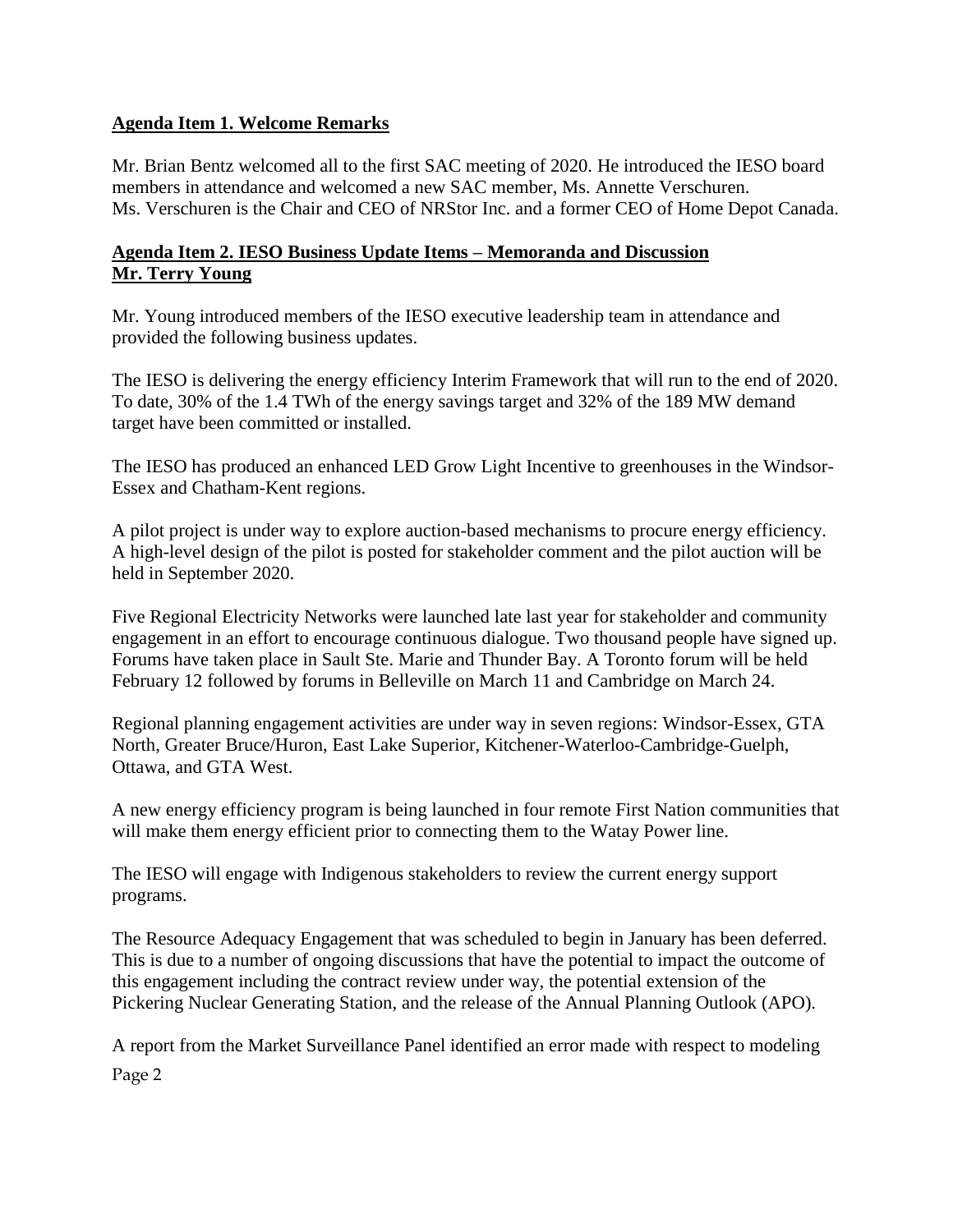**Agenda Item 1. Welcome Remarks**

Mr. Brian Bentz welcomed all to the first SAC meeting of 2020. He introduced the IESO board members in attendance and welcomed a new SAC member, Ms. Annette Verschuren. Ms. Verschuren is the Chair and CEO of NRStor Inc. and a former CEO of Home Depot Canada.

**Agenda Item 2. IESO Business Update Items – Memoranda and Discussion**
**Mr. Terry Young**

Mr. Young introduced members of the IESO executive leadership team in attendance and provided the following business updates.

The IESO is delivering the energy efficiency Interim Framework that will run to the end of 2020. To date, 30% of the 1.4 TWh of the energy savings target and 32% of the 189 MW demand target have been committed or installed.

The IESO has produced an enhanced LED Grow Light Incentive to greenhouses in the Windsor-Essex and Chatham-Kent regions.

A pilot project is under way to explore auction-based mechanisms to procure energy efficiency. A high-level design of the pilot is posted for stakeholder comment and the pilot auction will be held in September 2020.

Five Regional Electricity Networks were launched late last year for stakeholder and community engagement in an effort to encourage continuous dialogue. Two thousand people have signed up. Forums have taken place in Sault Ste. Marie and Thunder Bay. A Toronto forum will be held February 12 followed by forums in Belleville on March 11 and Cambridge on March 24.

Regional planning engagement activities are under way in seven regions: Windsor-Essex, GTA North, Greater Bruce/Huron, East Lake Superior, Kitchener-Waterloo-Cambridge-Guelph, Ottawa, and GTA West.

A new energy efficiency program is being launched in four remote First Nation communities that will make them energy efficient prior to connecting them to the Watay Power line.

The IESO will engage with Indigenous stakeholders to review the current energy support programs.

The Resource Adequacy Engagement that was scheduled to begin in January has been deferred. This is due to a number of ongoing discussions that have the potential to impact the outcome of this engagement including the contract review under way, the potential extension of the Pickering Nuclear Generating Station, and the release of the Annual Planning Outlook (APO).

A report from the Market Surveillance Panel identified an error made with respect to modeling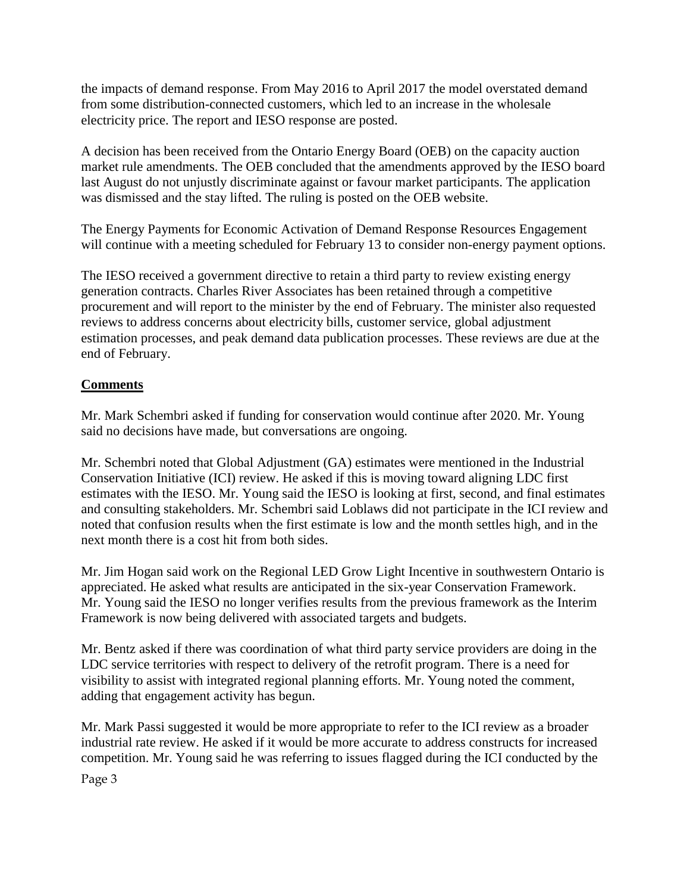the impacts of demand response. From May 2016 to April 2017 the model overstated demand from some distribution-connected customers, which led to an increase in the wholesale electricity price. The report and IESO response are posted.

A decision has been received from the Ontario Energy Board (OEB) on the capacity auction market rule amendments. The OEB concluded that the amendments approved by the IESO board last August do not unjustly discriminate against or favour market participants. The application was dismissed and the stay lifted. The ruling is posted on the OEB website.

The Energy Payments for Economic Activation of Demand Response Resources Engagement will continue with a meeting scheduled for February 13 to consider non-energy payment options.

The IESO received a government directive to retain a third party to review existing energy generation contracts. Charles River Associates has been retained through a competitive procurement and will report to the minister by the end of February. The minister also requested reviews to address concerns about electricity bills, customer service, global adjustment estimation processes, and peak demand data publication processes. These reviews are due at the end of February.

## Comments

Mr. Mark Schembri asked if funding for conservation would continue after 2020. Mr. Young said no decisions have made, but conversations are ongoing.

Mr. Schembri noted that Global Adjustment (GA) estimates were mentioned in the Industrial Conservation Initiative (ICI) review. He asked if this is moving toward aligning LDC first estimates with the IESO. Mr. Young said the IESO is looking at first, second, and final estimates and consulting stakeholders. Mr. Schembri said Loblaws did not participate in the ICI review and noted that confusion results when the first estimate is low and the month settles high, and in the next month there is a cost hit from both sides.

Mr. Jim Hogan said work on the Regional LED Grow Light Incentive in southwestern Ontario is appreciated. He asked what results are anticipated in the six-year Conservation Framework. Mr. Young said the IESO no longer verifies results from the previous framework as the Interim Framework is now being delivered with associated targets and budgets.

Mr. Bentz asked if there was coordination of what third party service providers are doing in the LDC service territories with respect to delivery of the retrofit program. There is a need for visibility to assist with integrated regional planning efforts. Mr. Young noted the comment, adding that engagement activity has begun.

Mr. Mark Passi suggested it would be more appropriate to refer to the ICI review as a broader industrial rate review. He asked if it would be more accurate to address constructs for increased competition. Mr. Young said he was referring to issues flagged during the ICI conducted by the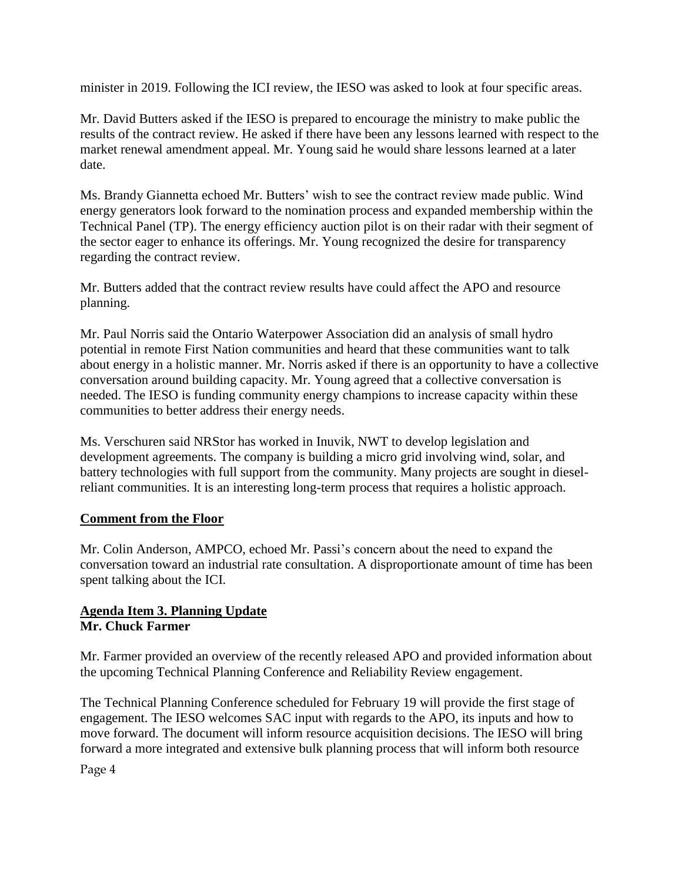minister in 2019. Following the ICI review, the IESO was asked to look at four specific areas.

Mr. David Butters asked if the IESO is prepared to encourage the ministry to make public the results of the contract review. He asked if there have been any lessons learned with respect to the market renewal amendment appeal. Mr. Young said he would share lessons learned at a later date.

Ms. Brandy Giannetta echoed Mr. Butters' wish to see the contract review made public. Wind energy generators look forward to the nomination process and expanded membership within the Technical Panel (TP). The energy efficiency auction pilot is on their radar with their segment of the sector eager to enhance its offerings. Mr. Young recognized the desire for transparency regarding the contract review.

Mr. Butters added that the contract review results have could affect the APO and resource planning.

Mr. Paul Norris said the Ontario Waterpower Association did an analysis of small hydro potential in remote First Nation communities and heard that these communities want to talk about energy in a holistic manner. Mr. Norris asked if there is an opportunity to have a collective conversation around building capacity. Mr. Young agreed that a collective conversation is needed. The IESO is funding community energy champions to increase capacity within these communities to better address their energy needs.

Ms. Verschuren said NRStor has worked in Inuvik, NWT to develop legislation and development agreements. The company is building a micro grid involving wind, solar, and battery technologies with full support from the community. Many projects are sought in diesel-reliant communities. It is an interesting long-term process that requires a holistic approach.

## Comment from the Floor

Mr. Colin Anderson, AMPCO, echoed Mr. Passi's concern about the need to expand the conversation toward an industrial rate consultation. A disproportionate amount of time has been spent talking about the ICI.

## Agenda Item 3. Planning Update
**Mr. Chuck Farmer**

Mr. Farmer provided an overview of the recently released APO and provided information about the upcoming Technical Planning Conference and Reliability Review engagement.

The Technical Planning Conference scheduled for February 19 will provide the first stage of engagement. The IESO welcomes SAC input with regards to the APO, its inputs and how to move forward. The document will inform resource acquisition decisions. The IESO will bring forward a more integrated and extensive bulk planning process that will inform both resource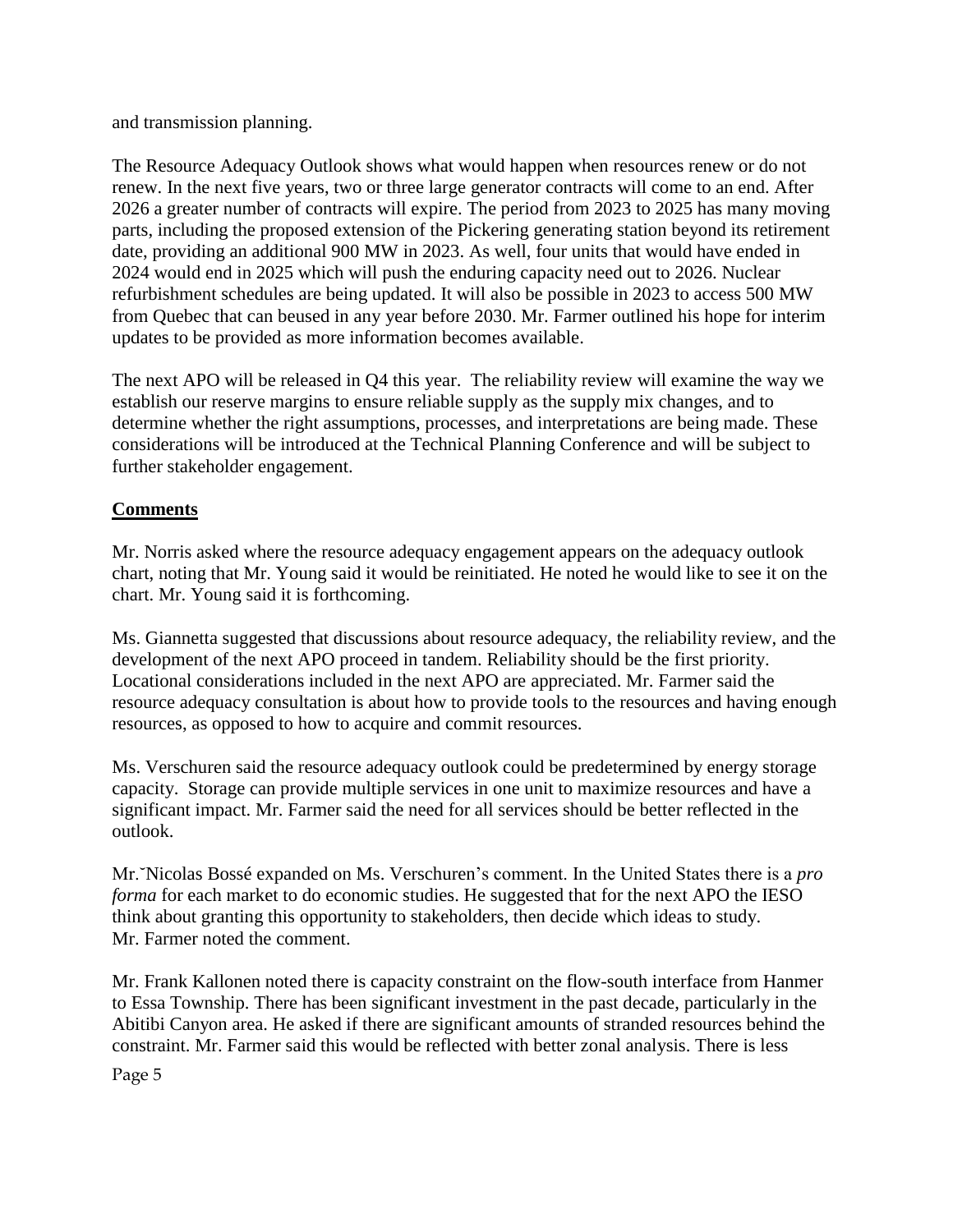and transmission planning.

The Resource Adequacy Outlook shows what would happen when resources renew or do not renew. In the next five years, two or three large generator contracts will come to an end. After 2026 a greater number of contracts will expire. The period from 2023 to 2025 has many moving parts, including the proposed extension of the Pickering generating station beyond its retirement date, providing an additional 900 MW in 2023. As well, four units that would have ended in 2024 would end in 2025 which will push the enduring capacity need out to 2026. Nuclear refurbishment schedules are being updated. It will also be possible in 2023 to access 500 MW from Quebec that can beused in any year before 2030. Mr. Farmer outlined his hope for interim updates to be provided as more information becomes available.

The next APO will be released in Q4 this year. The reliability review will examine the way we establish our reserve margins to ensure reliable supply as the supply mix changes, and to determine whether the right assumptions, processes, and interpretations are being made. These considerations will be introduced at the Technical Planning Conference and will be subject to further stakeholder engagement.

## Comments

Mr. Norris asked where the resource adequacy engagement appears on the adequacy outlook chart, noting that Mr. Young said it would be reinitiated. He noted he would like to see it on the chart. Mr. Young said it is forthcoming.

Ms. Giannetta suggested that discussions about resource adequacy, the reliability review, and the development of the next APO proceed in tandem. Reliability should be the first priority. Locational considerations included in the next APO are appreciated. Mr. Farmer said the resource adequacy consultation is about how to provide tools to the resources and having enough resources, as opposed to how to acquire and commit resources.

Ms. Verschuren said the resource adequacy outlook could be predetermined by energy storage capacity. Storage can provide multiple services in one unit to maximize resources and have a significant impact. Mr. Farmer said the need for all services should be better reflected in the outlook.

Mr.˘Nicolas Bossé expanded on Ms. Verschuren's comment. In the United States there is a *pro forma* for each market to do economic studies. He suggested that for the next APO the IESO think about granting this opportunity to stakeholders, then decide which ideas to study. Mr. Farmer noted the comment.

Mr. Frank Kallonen noted there is capacity constraint on the flow-south interface from Hanmer to Essa Township. There has been significant investment in the past decade, particularly in the Abitibi Canyon area. He asked if there are significant amounts of stranded resources behind the constraint. Mr. Farmer said this would be reflected with better zonal analysis. There is less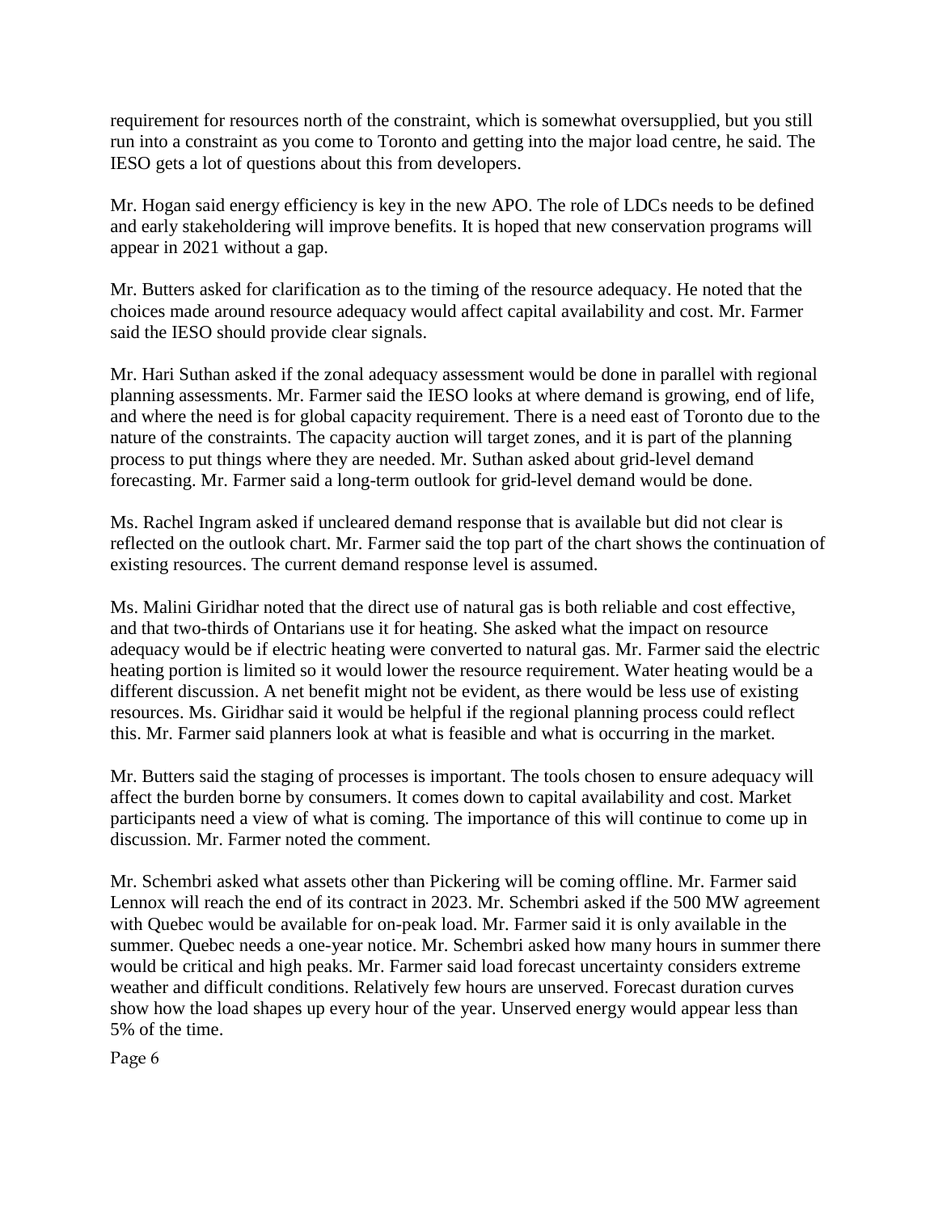requirement for resources north of the constraint, which is somewhat oversupplied, but you still run into a constraint as you come to Toronto and getting into the major load centre, he said. The IESO gets a lot of questions about this from developers.

Mr. Hogan said energy efficiency is key in the new APO. The role of LDCs needs to be defined and early stakeholdering will improve benefits. It is hoped that new conservation programs will appear in 2021 without a gap.

Mr. Butters asked for clarification as to the timing of the resource adequacy. He noted that the choices made around resource adequacy would affect capital availability and cost. Mr. Farmer said the IESO should provide clear signals.

Mr. Hari Suthan asked if the zonal adequacy assessment would be done in parallel with regional planning assessments. Mr. Farmer said the IESO looks at where demand is growing, end of life, and where the need is for global capacity requirement. There is a need east of Toronto due to the nature of the constraints. The capacity auction will target zones, and it is part of the planning process to put things where they are needed. Mr. Suthan asked about grid-level demand forecasting. Mr. Farmer said a long-term outlook for grid-level demand would be done.

Ms. Rachel Ingram asked if uncleared demand response that is available but did not clear is reflected on the outlook chart. Mr. Farmer said the top part of the chart shows the continuation of existing resources. The current demand response level is assumed.

Ms. Malini Giridhar noted that the direct use of natural gas is both reliable and cost effective, and that two-thirds of Ontarians use it for heating. She asked what the impact on resource adequacy would be if electric heating were converted to natural gas. Mr. Farmer said the electric heating portion is limited so it would lower the resource requirement. Water heating would be a different discussion. A net benefit might not be evident, as there would be less use of existing resources. Ms. Giridhar said it would be helpful if the regional planning process could reflect this. Mr. Farmer said planners look at what is feasible and what is occurring in the market.

Mr. Butters said the staging of processes is important. The tools chosen to ensure adequacy will affect the burden borne by consumers. It comes down to capital availability and cost. Market participants need a view of what is coming. The importance of this will continue to come up in discussion. Mr. Farmer noted the comment.

Mr. Schembri asked what assets other than Pickering will be coming offline. Mr. Farmer said Lennox will reach the end of its contract in 2023. Mr. Schembri asked if the 500 MW agreement with Quebec would be available for on-peak load. Mr. Farmer said it is only available in the summer. Quebec needs a one-year notice. Mr. Schembri asked how many hours in summer there would be critical and high peaks. Mr. Farmer said load forecast uncertainty considers extreme weather and difficult conditions. Relatively few hours are unserved. Forecast duration curves show how the load shapes up every hour of the year. Unserved energy would appear less than 5% of the time.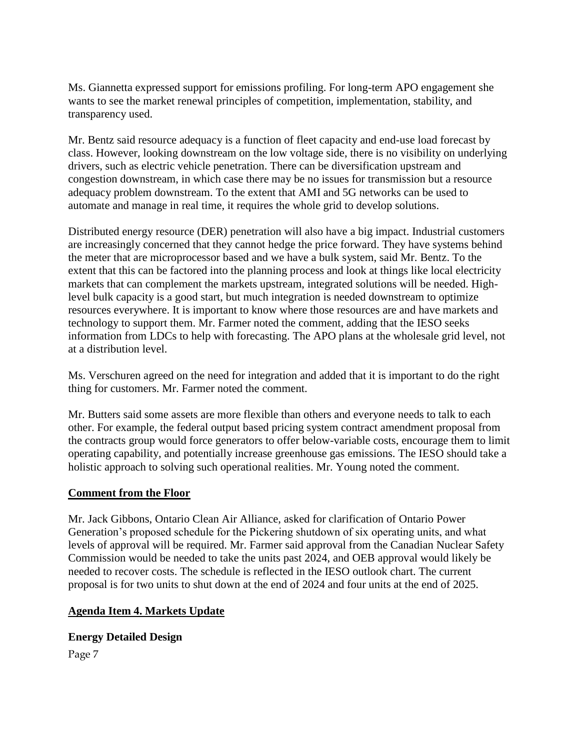Ms. Giannetta expressed support for emissions profiling. For long-term APO engagement she wants to see the market renewal principles of competition, implementation, stability, and transparency used.

Mr. Bentz said resource adequacy is a function of fleet capacity and end-use load forecast by class. However, looking downstream on the low voltage side, there is no visibility on underlying drivers, such as electric vehicle penetration. There can be diversification upstream and congestion downstream, in which case there may be no issues for transmission but a resource adequacy problem downstream. To the extent that AMI and 5G networks can be used to automate and manage in real time, it requires the whole grid to develop solutions.

Distributed energy resource (DER) penetration will also have a big impact. Industrial customers are increasingly concerned that they cannot hedge the price forward. They have systems behind the meter that are microprocessor based and we have a bulk system, said Mr. Bentz. To the extent that this can be factored into the planning process and look at things like local electricity markets that can complement the markets upstream, integrated solutions will be needed. High-level bulk capacity is a good start, but much integration is needed downstream to optimize resources everywhere. It is important to know where those resources are and have markets and technology to support them. Mr. Farmer noted the comment, adding that the IESO seeks information from LDCs to help with forecasting. The APO plans at the wholesale grid level, not at a distribution level.

Ms. Verschuren agreed on the need for integration and added that it is important to do the right thing for customers. Mr. Farmer noted the comment.

Mr. Butters said some assets are more flexible than others and everyone needs to talk to each other. For example, the federal output based pricing system contract amendment proposal from the contracts group would force generators to offer below-variable costs, encourage them to limit operating capability, and potentially increase greenhouse gas emissions. The IESO should take a holistic approach to solving such operational realities. Mr. Young noted the comment.

## Comment from the Floor

Mr. Jack Gibbons, Ontario Clean Air Alliance, asked for clarification of Ontario Power Generation's proposed schedule for the Pickering shutdown of six operating units, and what levels of approval will be required. Mr. Farmer said approval from the Canadian Nuclear Safety Commission would be needed to take the units past 2024, and OEB approval would likely be needed to recover costs. The schedule is reflected in the IESO outlook chart. The current proposal is for two units to shut down at the end of 2024 and four units at the end of 2025.

## Agenda Item 4. Markets Update

### Energy Detailed Design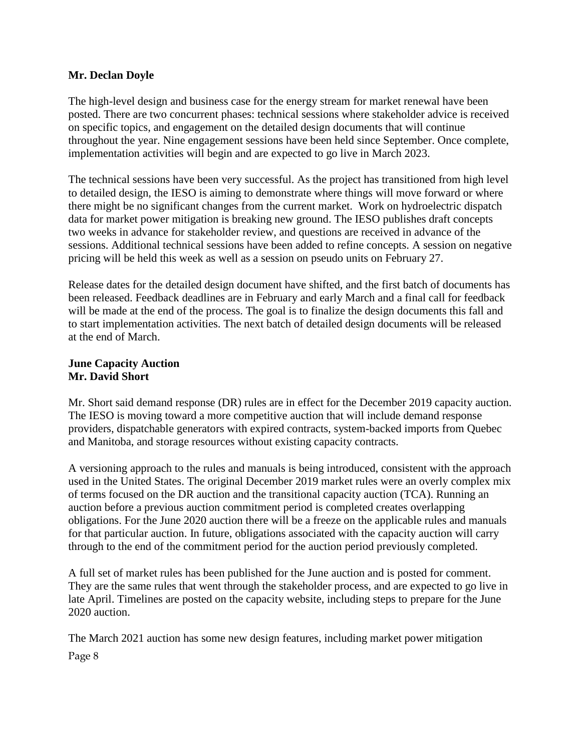**Mr. Declan Doyle**

The high-level design and business case for the energy stream for market renewal have been posted. There are two concurrent phases: technical sessions where stakeholder advice is received on specific topics, and engagement on the detailed design documents that will continue throughout the year. Nine engagement sessions have been held since September. Once complete, implementation activities will begin and are expected to go live in March 2023.

The technical sessions have been very successful. As the project has transitioned from high level to detailed design, the IESO is aiming to demonstrate where things will move forward or where there might be no significant changes from the current market. Work on hydroelectric dispatch data for market power mitigation is breaking new ground. The IESO publishes draft concepts two weeks in advance for stakeholder review, and questions are received in advance of the sessions. Additional technical sessions have been added to refine concepts. A session on negative pricing will be held this week as well as a session on pseudo units on February 27.

Release dates for the detailed design document have shifted, and the first batch of documents has been released. Feedback deadlines are in February and early March and a final call for feedback will be made at the end of the process. The goal is to finalize the design documents this fall and to start implementation activities. The next batch of detailed design documents will be released at the end of March.

**June Capacity Auction**
**Mr. David Short**

Mr. Short said demand response (DR) rules are in effect for the December 2019 capacity auction. The IESO is moving toward a more competitive auction that will include demand response providers, dispatchable generators with expired contracts, system-backed imports from Quebec and Manitoba, and storage resources without existing capacity contracts.

A versioning approach to the rules and manuals is being introduced, consistent with the approach used in the United States. The original December 2019 market rules were an overly complex mix of terms focused on the DR auction and the transitional capacity auction (TCA). Running an auction before a previous auction commitment period is completed creates overlapping obligations. For the June 2020 auction there will be a freeze on the applicable rules and manuals for that particular auction. In future, obligations associated with the capacity auction will carry through to the end of the commitment period for the auction period previously completed.

A full set of market rules has been published for the June auction and is posted for comment. They are the same rules that went through the stakeholder process, and are expected to go live in late April. Timelines are posted on the capacity website, including steps to prepare for the June 2020 auction.

The March 2021 auction has some new design features, including market power mitigation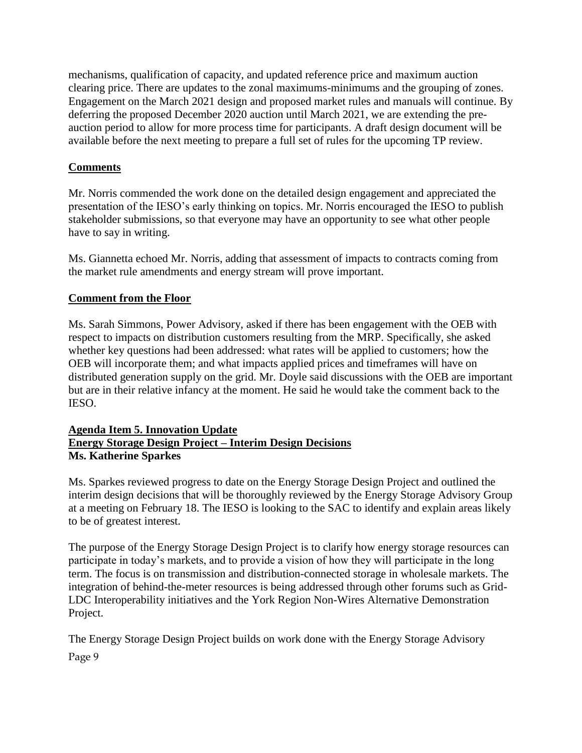mechanisms, qualification of capacity, and updated reference price and maximum auction clearing price. There are updates to the zonal maximums-minimums and the grouping of zones. Engagement on the March 2021 design and proposed market rules and manuals will continue. By deferring the proposed December 2020 auction until March 2021, we are extending the pre-auction period to allow for more process time for participants. A draft design document will be available before the next meeting to prepare a full set of rules for the upcoming TP review.

**Comments**

Mr. Norris commended the work done on the detailed design engagement and appreciated the presentation of the IESO's early thinking on topics. Mr. Norris encouraged the IESO to publish stakeholder submissions, so that everyone may have an opportunity to see what other people have to say in writing.

Ms. Giannetta echoed Mr. Norris, adding that assessment of impacts to contracts coming from the market rule amendments and energy stream will prove important.

**Comment from the Floor**

Ms. Sarah Simmons, Power Advisory, asked if there has been engagement with the OEB with respect to impacts on distribution customers resulting from the MRP. Specifically, she asked whether key questions had been addressed: what rates will be applied to customers; how the OEB will incorporate them; and what impacts applied prices and timeframes will have on distributed generation supply on the grid. Mr. Doyle said discussions with the OEB are important but are in their relative infancy at the moment. He said he would take the comment back to the IESO.

**Agenda Item 5. Innovation Update**
**Energy Storage Design Project – Interim Design Decisions**
**Ms. Katherine Sparkes**

Ms. Sparkes reviewed progress to date on the Energy Storage Design Project and outlined the interim design decisions that will be thoroughly reviewed by the Energy Storage Advisory Group at a meeting on February 18. The IESO is looking to the SAC to identify and explain areas likely to be of greatest interest.

The purpose of the Energy Storage Design Project is to clarify how energy storage resources can participate in today's markets, and to provide a vision of how they will participate in the long term. The focus is on transmission and distribution-connected storage in wholesale markets. The integration of behind-the-meter resources is being addressed through other forums such as Grid-LDC Interoperability initiatives and the York Region Non-Wires Alternative Demonstration Project.

The Energy Storage Design Project builds on work done with the Energy Storage Advisory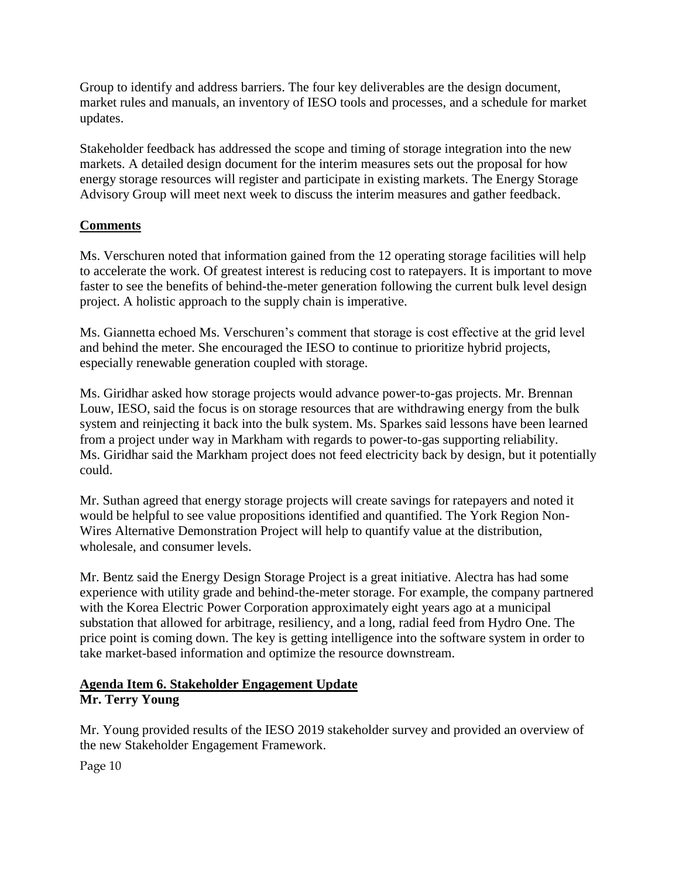Group to identify and address barriers. The four key deliverables are the design document, market rules and manuals, an inventory of IESO tools and processes, and a schedule for market updates.

Stakeholder feedback has addressed the scope and timing of storage integration into the new markets. A detailed design document for the interim measures sets out the proposal for how energy storage resources will register and participate in existing markets. The Energy Storage Advisory Group will meet next week to discuss the interim measures and gather feedback.

**Comments**

Ms. Verschuren noted that information gained from the 12 operating storage facilities will help to accelerate the work. Of greatest interest is reducing cost to ratepayers. It is important to move faster to see the benefits of behind-the-meter generation following the current bulk level design project. A holistic approach to the supply chain is imperative.

Ms. Giannetta echoed Ms. Verschuren's comment that storage is cost effective at the grid level and behind the meter. She encouraged the IESO to continue to prioritize hybrid projects, especially renewable generation coupled with storage.

Ms. Giridhar asked how storage projects would advance power-to-gas projects. Mr. Brennan Louw, IESO, said the focus is on storage resources that are withdrawing energy from the bulk system and reinjecting it back into the bulk system. Ms. Sparkes said lessons have been learned from a project under way in Markham with regards to power-to-gas supporting reliability. Ms. Giridhar said the Markham project does not feed electricity back by design, but it potentially could.

Mr. Suthan agreed that energy storage projects will create savings for ratepayers and noted it would be helpful to see value propositions identified and quantified. The York Region Non-Wires Alternative Demonstration Project will help to quantify value at the distribution, wholesale, and consumer levels.

Mr. Bentz said the Energy Design Storage Project is a great initiative. Alectra has had some experience with utility grade and behind-the-meter storage. For example, the company partnered with the Korea Electric Power Corporation approximately eight years ago at a municipal substation that allowed for arbitrage, resiliency, and a long, radial feed from Hydro One. The price point is coming down. The key is getting intelligence into the software system in order to take market-based information and optimize the resource downstream.

**Agenda Item 6. Stakeholder Engagement Update**
**Mr. Terry Young**

Mr. Young provided results of the IESO 2019 stakeholder survey and provided an overview of the new Stakeholder Engagement Framework.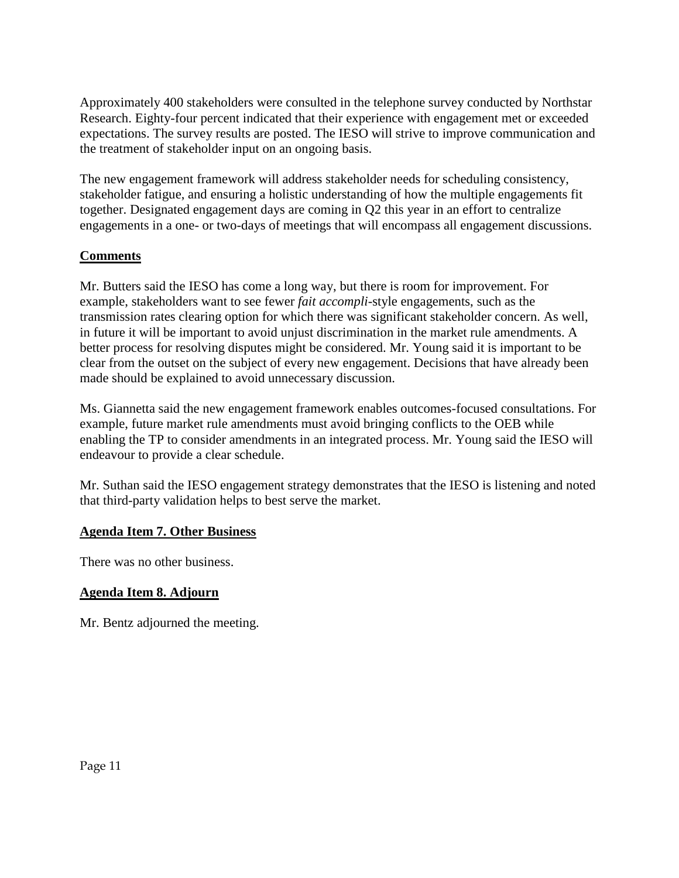Approximately 400 stakeholders were consulted in the telephone survey conducted by Northstar Research. Eighty-four percent indicated that their experience with engagement met or exceeded expectations. The survey results are posted. The IESO will strive to improve communication and the treatment of stakeholder input on an ongoing basis.

The new engagement framework will address stakeholder needs for scheduling consistency, stakeholder fatigue, and ensuring a holistic understanding of how the multiple engagements fit together. Designated engagement days are coming in Q2 this year in an effort to centralize engagements in a one- or two-days of meetings that will encompass all engagement discussions.

**Comments**

Mr. Butters said the IESO has come a long way, but there is room for improvement. For example, stakeholders want to see fewer *fait accompli*-style engagements, such as the transmission rates clearing option for which there was significant stakeholder concern. As well, in future it will be important to avoid unjust discrimination in the market rule amendments. A better process for resolving disputes might be considered. Mr. Young said it is important to be clear from the outset on the subject of every new engagement. Decisions that have already been made should be explained to avoid unnecessary discussion.

Ms. Giannetta said the new engagement framework enables outcomes-focused consultations. For example, future market rule amendments must avoid bringing conflicts to the OEB while enabling the TP to consider amendments in an integrated process. Mr. Young said the IESO will endeavour to provide a clear schedule.

Mr. Suthan said the IESO engagement strategy demonstrates that the IESO is listening and noted that third-party validation helps to best serve the market.

**Agenda Item 7. Other Business**

There was no other business.

**Agenda Item 8. Adjourn**

Mr. Bentz adjourned the meeting.